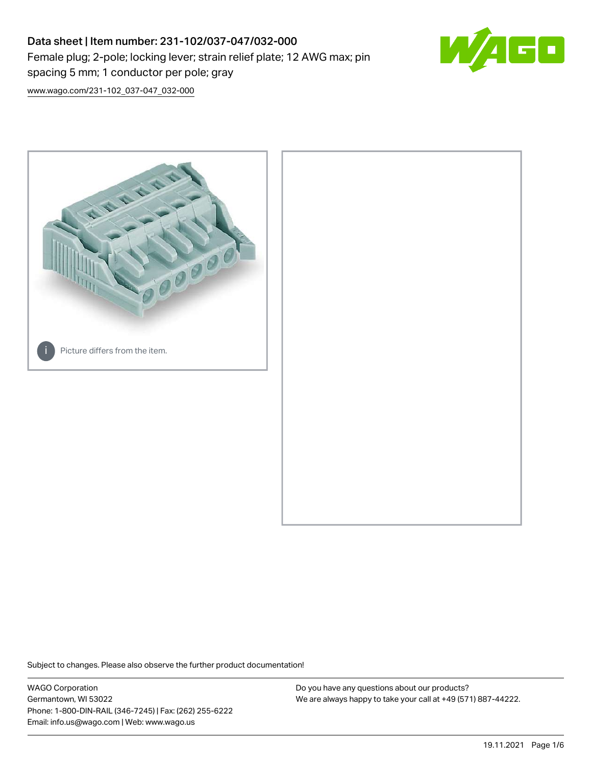# Data sheet | Item number: 231-102/037-047/032-000

Female plug; 2-pole; locking lever; strain relief plate; 12 AWG max; pin spacing 5 mm; 1 conductor per pole; gray

www.wago.com/231-102_037-047_032-000

Picture differs from the item.

Subject to changes. Please also observe the further product documentation!

WAGO Corporation
Germantown, WI 53022
Phone: 1-800-DIN-RAIL (346-7245) | Fax: (262) 255-6222
Email: info.us@wago.com | Web: www.wago.us

Do you have any questions about our products?
We are always happy to take your call at +49 (571) 887-44222.

19.11.2021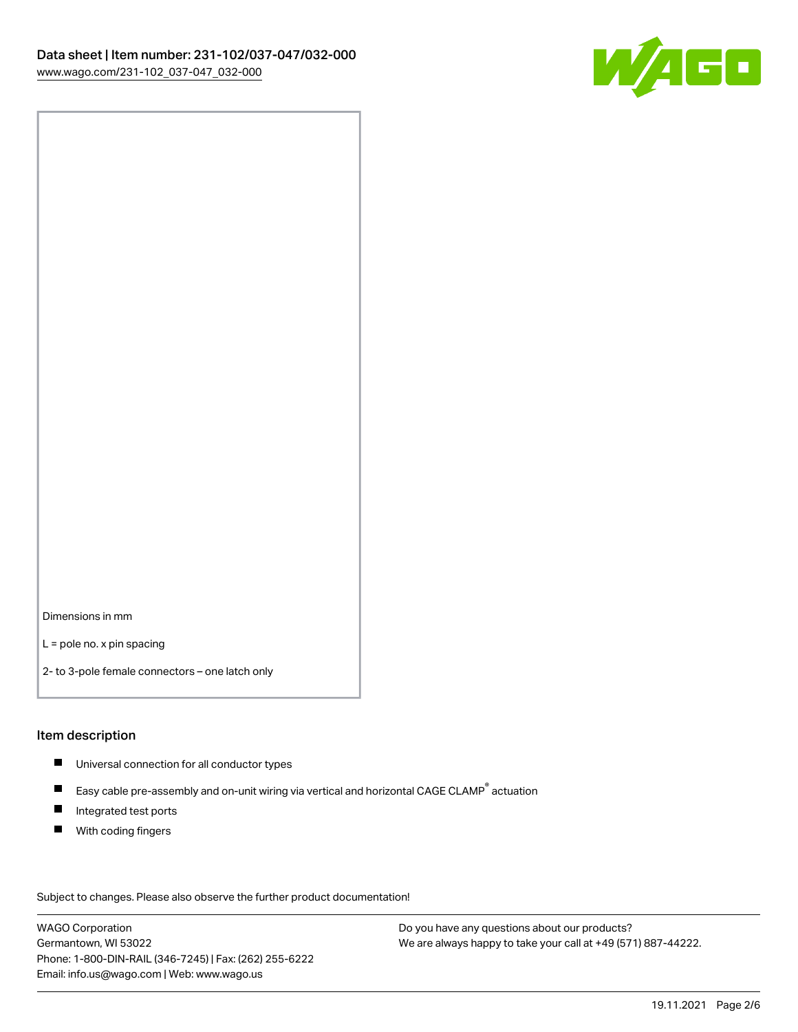Dimensions in mm

L = pole no. x pin spacing

2- to 3-pole female connectors – one latch only

## Item description

- Universal connection for all conductor types
- Easy cable pre-assembly and on-unit wiring via vertical and horizontal CAGE CLAMP® actuation
- Integrated test ports
- With coding fingers

Subject to changes. Please also observe the further product documentation!

WAGO Corporation
Germantown, WI 53022
Phone: 1-800-DIN-RAIL (346-7245) | Fax: (262) 255-6222
Email: info.us@wago.com | Web: www.wago.us

Do you have any questions about our products?
We are always happy to take your call at +49 (571) 887-44222.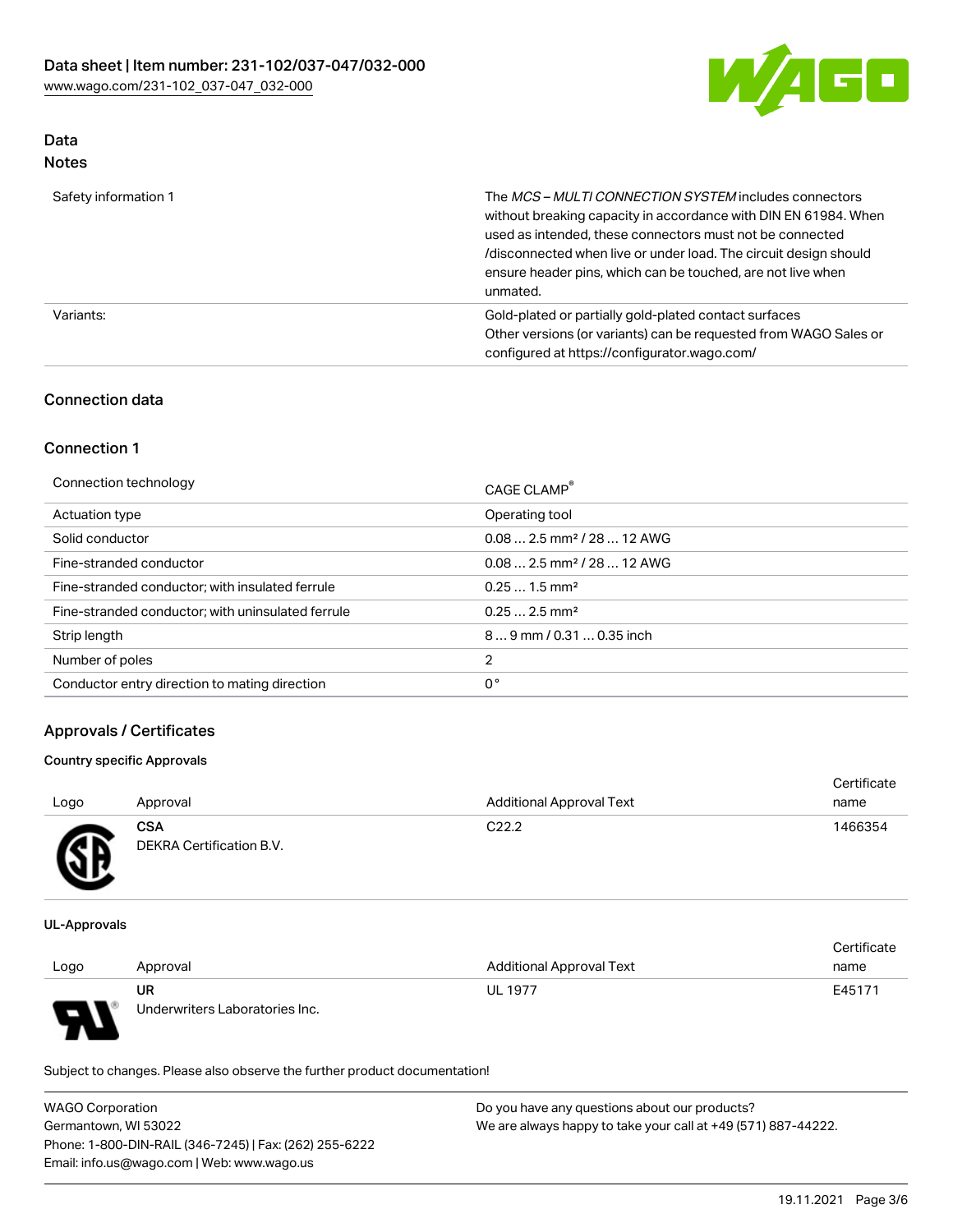## Data

### Notes

| | |
|---|---|
| Safety information 1 | The *MCS – MULTI CONNECTION SYSTEM* includes connectors without breaking capacity in accordance with DIN EN 61984. When used as intended, these connectors must not be connected /disconnected when live or under load. The circuit design should ensure header pins, which can be touched, are not live when unmated. |
| Variants: | Gold-plated or partially gold-plated contact surfaces<br>Other versions (or variants) can be requested from WAGO Sales or configured at https://configurator.wago.com/ |

## Connection data

### Connection 1

| | |
|---|---|
| Connection technology | CAGE CLAMP® |
| Actuation type | Operating tool |
| Solid conductor | 0.08 … 2.5 mm² / 28 … 12 AWG |
| Fine-stranded conductor | 0.08 … 2.5 mm² / 28 … 12 AWG |
| Fine-stranded conductor; with insulated ferrule | 0.25 … 1.5 mm² |
| Fine-stranded conductor; with uninsulated ferrule | 0.25 … 2.5 mm² |
| Strip length | 8 … 9 mm / 0.31 … 0.35 inch |
| Number of poles | 2 |
| Conductor entry direction to mating direction | 0° |

## Approvals / Certificates

### Country specific Approvals

| Logo | Approval | Additional Approval Text | Certificate name |
|---|---|---|---|
| | **CSA**<br>DEKRA Certification B.V. | C22.2 | 1466354 |

### UL-Approvals

| Logo | Approval | Additional Approval Text | Certificate name |
|---|---|---|---|
| | **UR**<br>Underwriters Laboratories Inc. | UL 1977 | E45171 |

Subject to changes. Please also observe the further product documentation!

WAGO Corporation
Germantown, WI 53022
Phone: 1-800-DIN-RAIL (346-7245) | Fax: (262) 255-6222
Email: info.us@wago.com | Web: www.wago.us

Do you have any questions about our products?
We are always happy to take your call at +49 (571) 887-44222.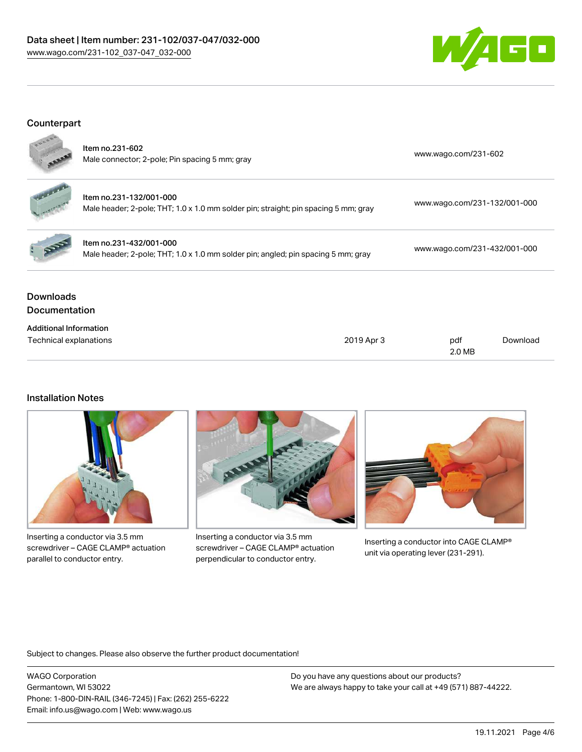## Counterpart

| | | |
|---|---|---|
| Item no.231-602<br>Male connector; 2-pole; Pin spacing 5 mm; gray | | www.wago.com/231-602 |
| Item no.231-132/001-000<br>Male header; 2-pole; THT; 1.0 x 1.0 mm solder pin; straight; pin spacing 5 mm; gray | | www.wago.com/231-132/001-000 |
| Item no.231-432/001-000<br>Male header; 2-pole; THT; 1.0 x 1.0 mm solder pin; angled; pin spacing 5 mm; gray | | www.wago.com/231-432/001-000 |

## Downloads

### Documentation

**Additional Information**

| | | | |
|---|---|---|---|
| Technical explanations | 2019 Apr 3 | pdf<br>2.0 MB | Download |

## Installation Notes

Inserting a conductor via 3.5 mm screwdriver – CAGE CLAMP® actuation parallel to conductor entry.

Inserting a conductor via 3.5 mm screwdriver – CAGE CLAMP® actuation perpendicular to conductor entry.

Inserting a conductor into CAGE CLAMP® unit via operating lever (231-291).

Subject to changes. Please also observe the further product documentation!

WAGO Corporation
Germantown, WI 53022
Phone: 1-800-DIN-RAIL (346-7245) | Fax: (262) 255-6222
Email: info.us@wago.com | Web: www.wago.us

Do you have any questions about our products?
We are always happy to take your call at +49 (571) 887-44222.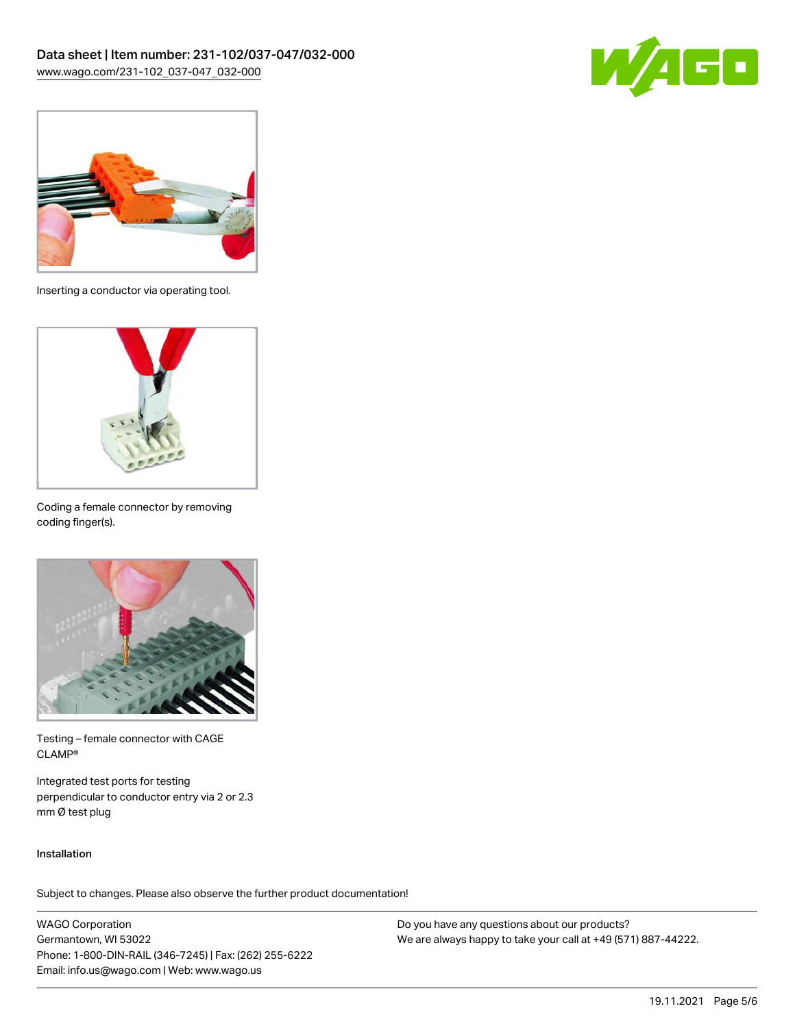Inserting a conductor via operating tool.

Coding a female connector by removing coding finger(s).

Testing – female connector with CAGE CLAMP®

Integrated test ports for testing perpendicular to conductor entry via 2 or 2.3 mm Ø test plug

Installation

Subject to changes. Please also observe the further product documentation!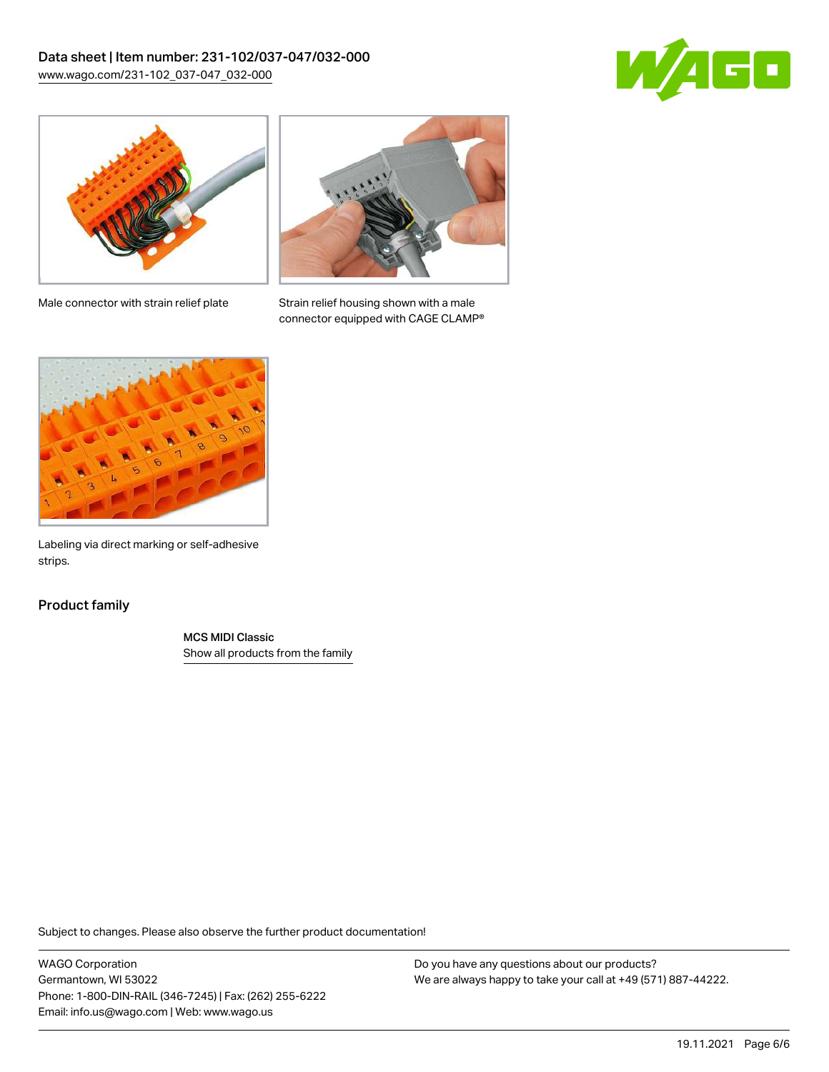Male connector with strain relief plate

Strain relief housing shown with a male connector equipped with CAGE CLAMP®

Labeling via direct marking or self-adhesive strips.

## Product family

MCS MIDI Classic
Show all products from the family

Subject to changes. Please also observe the further product documentation!

WAGO Corporation
Germantown, WI 53022
Phone: 1-800-DIN-RAIL (346-7245) | Fax: (262) 255-6222
Email: info.us@wago.com | Web: www.wago.us

Do you have any questions about our products?
We are always happy to take your call at +49 (571) 887-44222.